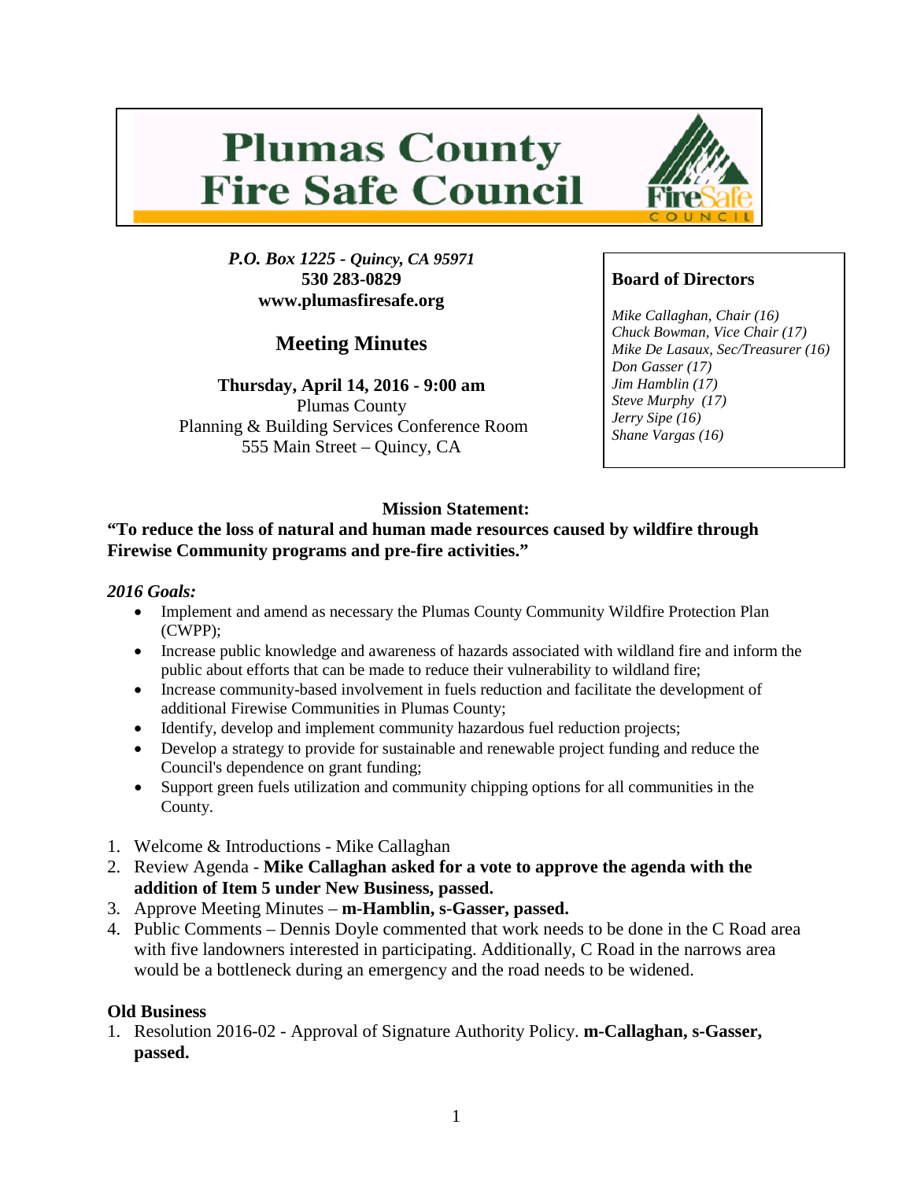# Plumas County Fire Safe Council

*P.O. Box 1225 - Quincy, CA 95971*
**530 283-0829**
**www.plumasfiresafe.org**

## Meeting Minutes

**Thursday, April 14, 2016 - 9:00 am**
Plumas County
Planning & Building Services Conference Room
555 Main Street – Quincy, CA

**Board of Directors**

*Mike Callaghan, Chair (16)*
*Chuck Bowman, Vice Chair (17)*
*Mike De Lasaux, Sec/Treasurer (16)*
*Don Gasser (17)*
*Jim Hamblin (17)*
*Steve Murphy (17)*
*Jerry Sipe (16)*
*Shane Vargas (16)*

**Mission Statement:**
**"To reduce the loss of natural and human made resources caused by wildfire through Firewise Community programs and pre-fire activities."**

***2016 Goals:***

- Implement and amend as necessary the Plumas County Community Wildfire Protection Plan (CWPP);
- Increase public knowledge and awareness of hazards associated with wildland fire and inform the public about efforts that can be made to reduce their vulnerability to wildland fire;
- Increase community-based involvement in fuels reduction and facilitate the development of additional Firewise Communities in Plumas County;
- Identify, develop and implement community hazardous fuel reduction projects;
- Develop a strategy to provide for sustainable and renewable project funding and reduce the Council's dependence on grant funding;
- Support green fuels utilization and community chipping options for all communities in the County.

1. Welcome & Introductions - Mike Callaghan
2. Review Agenda - **Mike Callaghan asked for a vote to approve the agenda with the addition of Item 5 under New Business, passed.**
3. Approve Meeting Minutes – **m-Hamblin, s-Gasser, passed.**
4. Public Comments – Dennis Doyle commented that work needs to be done in the C Road area with five landowners interested in participating. Additionally, C Road in the narrows area would be a bottleneck during an emergency and the road needs to be widened.

**Old Business**

1. Resolution 2016-02 - Approval of Signature Authority Policy. **m-Callaghan, s-Gasser, passed.**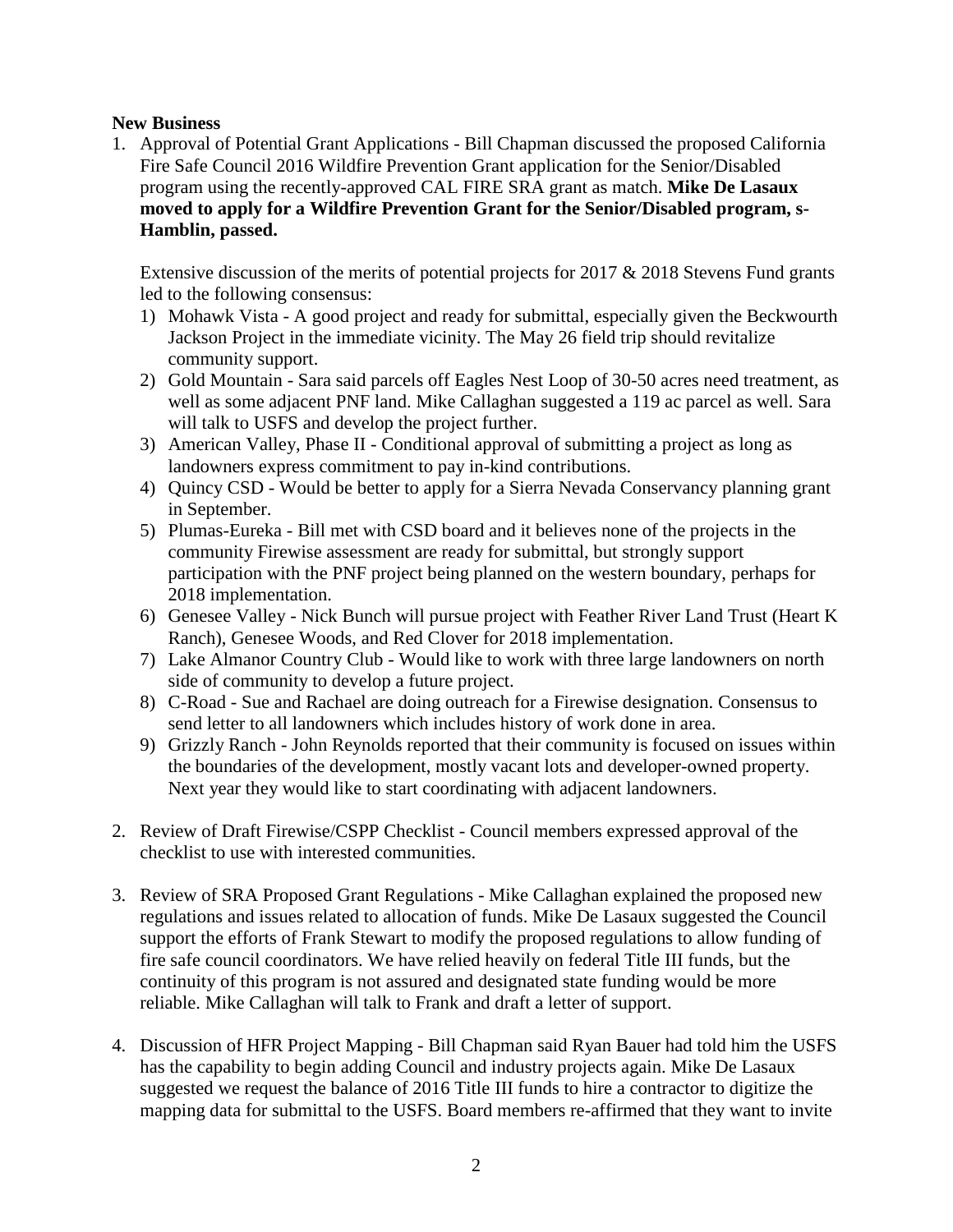**New Business**

1. Approval of Potential Grant Applications - Bill Chapman discussed the proposed California Fire Safe Council 2016 Wildfire Prevention Grant application for the Senior/Disabled program using the recently-approved CAL FIRE SRA grant as match. **Mike De Lasaux moved to apply for a Wildfire Prevention Grant for the Senior/Disabled program, s-Hamblin, passed.**

   Extensive discussion of the merits of potential projects for 2017 & 2018 Stevens Fund grants led to the following consensus:

   1) Mohawk Vista - A good project and ready for submittal, especially given the Beckwourth Jackson Project in the immediate vicinity. The May 26 field trip should revitalize community support.
   2) Gold Mountain - Sara said parcels off Eagles Nest Loop of 30-50 acres need treatment, as well as some adjacent PNF land. Mike Callaghan suggested a 119 ac parcel as well. Sara will talk to USFS and develop the project further.
   3) American Valley, Phase II - Conditional approval of submitting a project as long as landowners express commitment to pay in-kind contributions.
   4) Quincy CSD - Would be better to apply for a Sierra Nevada Conservancy planning grant in September.
   5) Plumas-Eureka - Bill met with CSD board and it believes none of the projects in the community Firewise assessment are ready for submittal, but strongly support participation with the PNF project being planned on the western boundary, perhaps for 2018 implementation.
   6) Genesee Valley - Nick Bunch will pursue project with Feather River Land Trust (Heart K Ranch), Genesee Woods, and Red Clover for 2018 implementation.
   7) Lake Almanor Country Club - Would like to work with three large landowners on north side of community to develop a future project.
   8) C-Road - Sue and Rachael are doing outreach for a Firewise designation. Consensus to send letter to all landowners which includes history of work done in area.
   9) Grizzly Ranch - John Reynolds reported that their community is focused on issues within the boundaries of the development, mostly vacant lots and developer-owned property. Next year they would like to start coordinating with adjacent landowners.

2. Review of Draft Firewise/CSPP Checklist - Council members expressed approval of the checklist to use with interested communities.

3. Review of SRA Proposed Grant Regulations - Mike Callaghan explained the proposed new regulations and issues related to allocation of funds. Mike De Lasaux suggested the Council support the efforts of Frank Stewart to modify the proposed regulations to allow funding of fire safe council coordinators. We have relied heavily on federal Title III funds, but the continuity of this program is not assured and designated state funding would be more reliable. Mike Callaghan will talk to Frank and draft a letter of support.

4. Discussion of HFR Project Mapping - Bill Chapman said Ryan Bauer had told him the USFS has the capability to begin adding Council and industry projects again. Mike De Lasaux suggested we request the balance of 2016 Title III funds to hire a contractor to digitize the mapping data for submittal to the USFS. Board members re-affirmed that they want to invite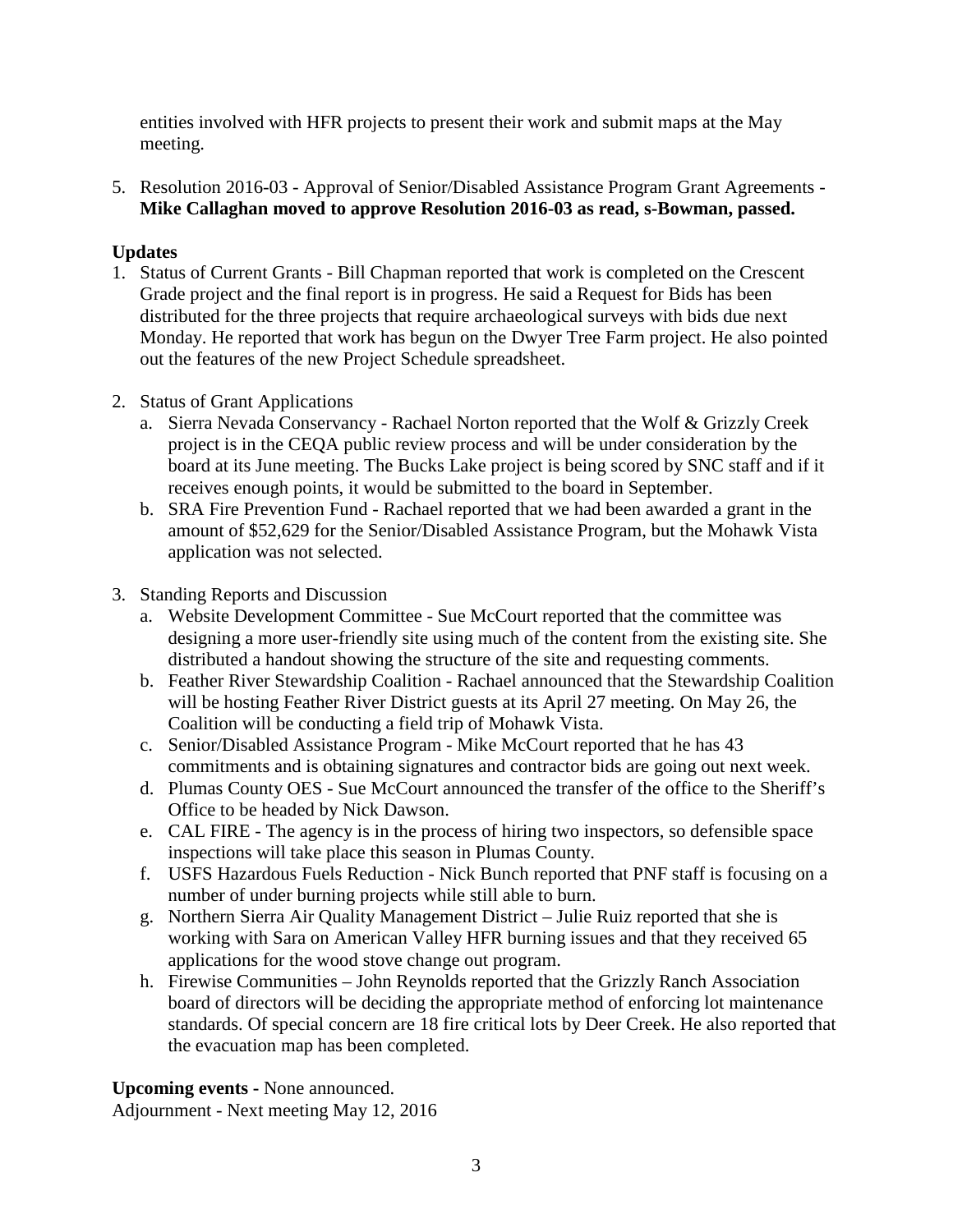entities involved with HFR projects to present their work and submit maps at the May meeting.

5. Resolution 2016-03 - Approval of Senior/Disabled Assistance Program Grant Agreements - **Mike Callaghan moved to approve Resolution 2016-03 as read, s-Bowman, passed.**

**Updates**

1. Status of Current Grants - Bill Chapman reported that work is completed on the Crescent Grade project and the final report is in progress. He said a Request for Bids has been distributed for the three projects that require archaeological surveys with bids due next Monday. He reported that work has begun on the Dwyer Tree Farm project. He also pointed out the features of the new Project Schedule spreadsheet.

2. Status of Grant Applications
   a. Sierra Nevada Conservancy - Rachael Norton reported that the Wolf & Grizzly Creek project is in the CEQA public review process and will be under consideration by the board at its June meeting. The Bucks Lake project is being scored by SNC staff and if it receives enough points, it would be submitted to the board in September.
   b. SRA Fire Prevention Fund - Rachael reported that we had been awarded a grant in the amount of $52,629 for the Senior/Disabled Assistance Program, but the Mohawk Vista application was not selected.

3. Standing Reports and Discussion
   a. Website Development Committee - Sue McCourt reported that the committee was designing a more user-friendly site using much of the content from the existing site. She distributed a handout showing the structure of the site and requesting comments.
   b. Feather River Stewardship Coalition - Rachael announced that the Stewardship Coalition will be hosting Feather River District guests at its April 27 meeting. On May 26, the Coalition will be conducting a field trip of Mohawk Vista.
   c. Senior/Disabled Assistance Program - Mike McCourt reported that he has 43 commitments and is obtaining signatures and contractor bids are going out next week.
   d. Plumas County OES - Sue McCourt announced the transfer of the office to the Sheriff's Office to be headed by Nick Dawson.
   e. CAL FIRE - The agency is in the process of hiring two inspectors, so defensible space inspections will take place this season in Plumas County.
   f. USFS Hazardous Fuels Reduction - Nick Bunch reported that PNF staff is focusing on a number of under burning projects while still able to burn.
   g. Northern Sierra Air Quality Management District – Julie Ruiz reported that she is working with Sara on American Valley HFR burning issues and that they received 65 applications for the wood stove change out program.
   h. Firewise Communities – John Reynolds reported that the Grizzly Ranch Association board of directors will be deciding the appropriate method of enforcing lot maintenance standards. Of special concern are 18 fire critical lots by Deer Creek. He also reported that the evacuation map has been completed.

**Upcoming events** - None announced.

Adjournment - Next meeting May 12, 2016